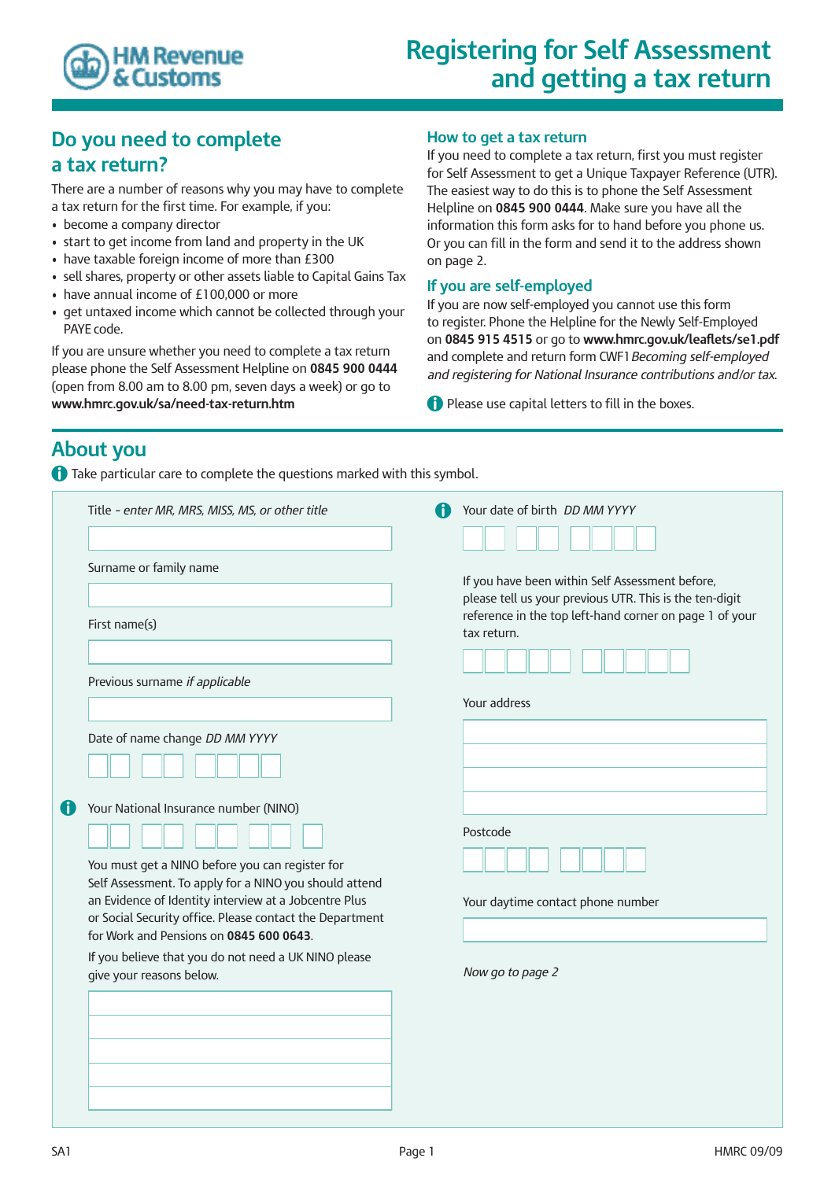HM Revenue & Customs

# Registering for Self Assessment and getting a tax return

## Do you need to complete a tax return?

There are a number of reasons why you may have to complete a tax return for the first time. For example, if you:

- become a company director
- start to get income from land and property in the UK
- have taxable foreign income of more than £300
- sell shares, property or other assets liable to Capital Gains Tax
- have annual income of £100,000 or more
- get untaxed income which cannot be collected through your PAYE code.

If you are unsure whether you need to complete a tax return please phone the Self Assessment Helpline on **0845 900 0444** (open from 8.00 am to 8.00 pm, seven days a week) or go to **www.hmrc.gov.uk/sa/need-tax-return.htm**

### How to get a tax return

If you need to complete a tax return, first you must register for Self Assessment to get a Unique Taxpayer Reference (UTR). The easiest way to do this is to phone the Self Assessment Helpline on **0845 900 0444**. Make sure you have all the information this form asks for to hand before you phone us. Or you can fill in the form and send it to the address shown on page 2.

### If you are self-employed

If you are now self-employed you cannot use this form to register. Phone the Helpline for the Newly Self-Employed on **0845 915 4515** or go to **www.hmrc.gov.uk/leaflets/se1.pdf** and complete and return form CWF1 *Becoming self-employed and registering for National Insurance contributions and/or tax.*

ⓘ Please use capital letters to fill in the boxes.

## About you

ⓘ Take particular care to complete the questions marked with this symbol.

Title - *enter MR, MRS, MISS, MS, or other title*

Surname or family name

First name(s)

Previous surname *if applicable*

Date of name change *DD MM YYYY*

ⓘ Your National Insurance number (NINO)

You must get a NINO before you can register for Self Assessment. To apply for a NINO you should attend an Evidence of Identity interview at a Jobcentre Plus or Social Security office. Please contact the Department for Work and Pensions on **0845 600 0643**.

If you believe that you do not need a UK NINO please give your reasons below.

ⓘ Your date of birth *DD MM YYYY*

If you have been within Self Assessment before, please tell us your previous UTR. This is the ten-digit reference in the top left-hand corner on page 1 of your tax return.

Your address

Postcode

Your daytime contact phone number

*Now go to page 2*

SA1 HMRC 09/09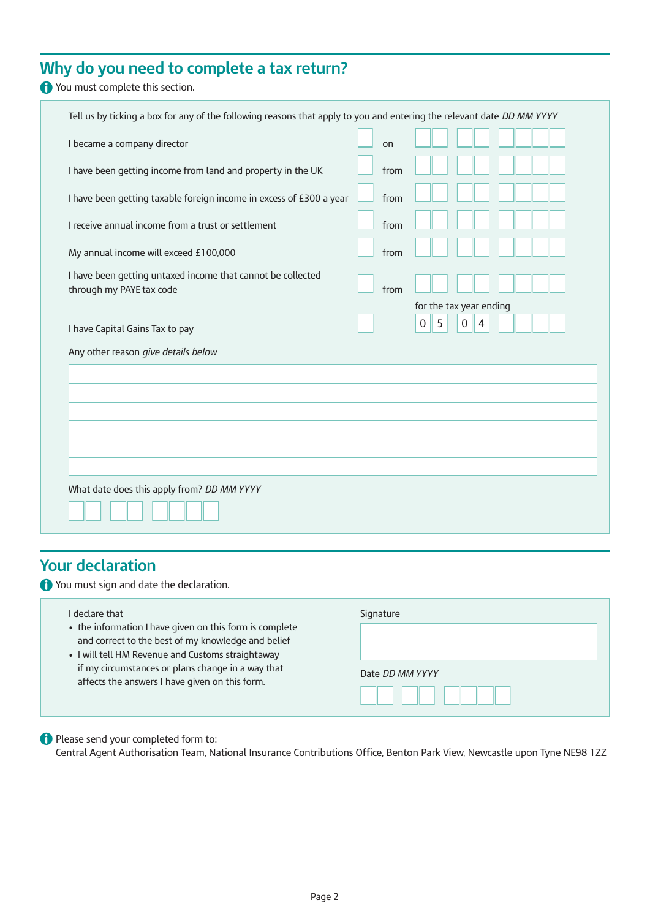## Why do you need to complete a tax return?

You must complete this section.

Tell us by ticking a box for any of the following reasons that apply to you and entering the relevant date *DD MM YYYY*

| | | | |
|---|---|---|---|
| I became a company director | ☐ | on | DD MM YYYY |
| I have been getting income from land and property in the UK | ☐ | from | DD MM YYYY |
| I have been getting taxable foreign income in excess of £300 a year | ☐ | from | DD MM YYYY |
| I receive annual income from a trust or settlement | ☐ | from | DD MM YYYY |
| My annual income will exceed £100,000 | ☐ | from | DD MM YYYY |
| I have been getting untaxed income that cannot be collected through my PAYE tax code | ☐ | from | DD MM YYYY |
| I have Capital Gains Tax to pay | ☐ | for the tax year ending | 05 04 YYYY |

Any other reason *give details below*

What date does this apply from? *DD MM YYYY*

## Your declaration

You must sign and date the declaration.

I declare that

- the information I have given on this form is complete and correct to the best of my knowledge and belief
- I will tell HM Revenue and Customs straightaway if my circumstances or plans change in a way that affects the answers I have given on this form.

Signature

Date *DD MM YYYY*

Please send your completed form to:
Central Agent Authorisation Team, National Insurance Contributions Office, Benton Park View, Newcastle upon Tyne NE98 1ZZ